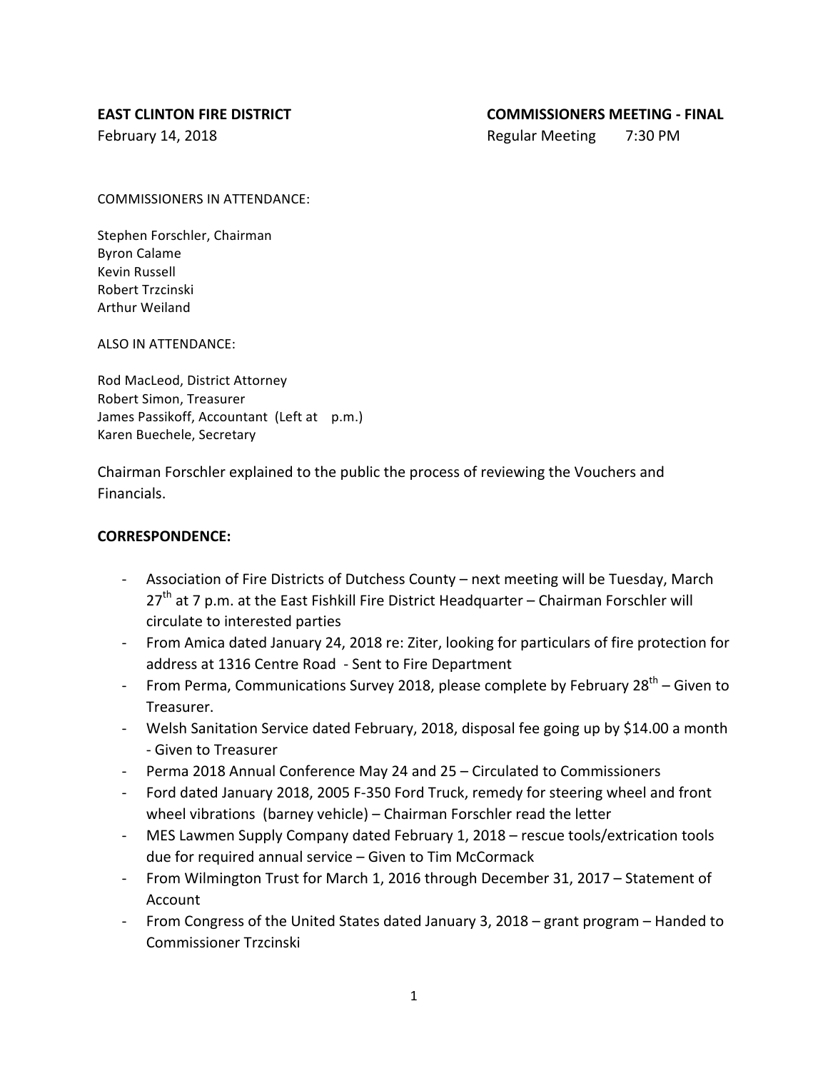**EAST CLINTON FIRE DISTRICT** **COMMISSIONERS MEETING - FINAL**

February 14, 2018 Regular Meeting 7:30 PM

COMMISSIONERS IN ATTENDANCE:

Stephen Forschler, Chairman
Byron Calame
Kevin Russell
Robert Trzcinski
Arthur Weiland

ALSO IN ATTENDANCE:

Rod MacLeod, District Attorney
Robert Simon, Treasurer
James Passikoff, Accountant (Left at p.m.)
Karen Buechele, Secretary

Chairman Forschler explained to the public the process of reviewing the Vouchers and Financials.

**CORRESPONDENCE:**

- Association of Fire Districts of Dutchess County – next meeting will be Tuesday, March 27th at 7 p.m. at the East Fishkill Fire District Headquarter – Chairman Forschler will circulate to interested parties
- From Amica dated January 24, 2018 re: Ziter, looking for particulars of fire protection for address at 1316 Centre Road - Sent to Fire Department
- From Perma, Communications Survey 2018, please complete by February 28th – Given to Treasurer.
- Welsh Sanitation Service dated February, 2018, disposal fee going up by $14.00 a month - Given to Treasurer
- Perma 2018 Annual Conference May 24 and 25 – Circulated to Commissioners
- Ford dated January 2018, 2005 F-350 Ford Truck, remedy for steering wheel and front wheel vibrations (barney vehicle) – Chairman Forschler read the letter
- MES Lawmen Supply Company dated February 1, 2018 – rescue tools/extrication tools due for required annual service – Given to Tim McCormack
- From Wilmington Trust for March 1, 2016 through December 31, 2017 – Statement of Account
- From Congress of the United States dated January 3, 2018 – grant program – Handed to Commissioner Trzcinski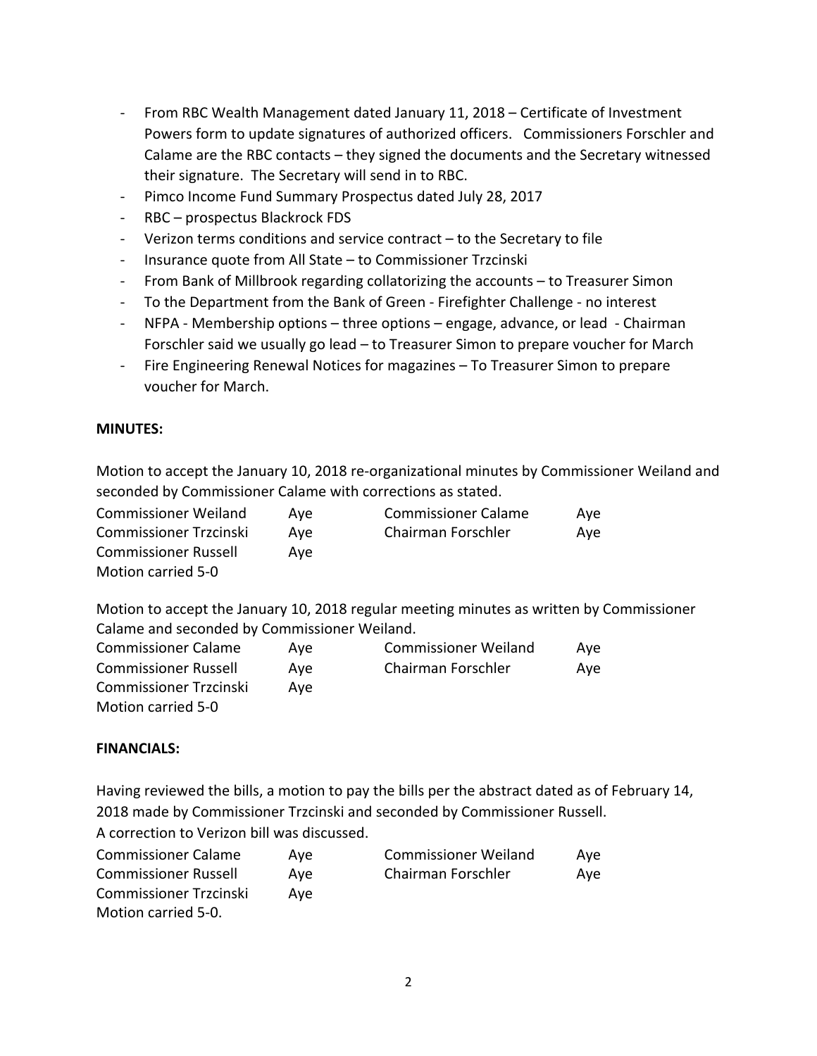- From RBC Wealth Management dated January 11, 2018 – Certificate of Investment Powers form to update signatures of authorized officers. Commissioners Forschler and Calame are the RBC contacts – they signed the documents and the Secretary witnessed their signature. The Secretary will send in to RBC.
- Pimco Income Fund Summary Prospectus dated July 28, 2017
- RBC – prospectus Blackrock FDS
- Verizon terms conditions and service contract – to the Secretary to file
- Insurance quote from All State – to Commissioner Trzcinski
- From Bank of Millbrook regarding collatorizing the accounts – to Treasurer Simon
- To the Department from the Bank of Green - Firefighter Challenge - no interest
- NFPA - Membership options – three options – engage, advance, or lead - Chairman Forschler said we usually go lead – to Treasurer Simon to prepare voucher for March
- Fire Engineering Renewal Notices for magazines – To Treasurer Simon to prepare voucher for March.

**MINUTES:**

Motion to accept the January 10, 2018 re-organizational minutes by Commissioner Weiland and seconded by Commissioner Calame with corrections as stated.

| | | | |
|---|---|---|---|
| Commissioner Weiland | Aye | Commissioner Calame | Aye |
| Commissioner Trzcinski | Aye | Chairman Forschler | Aye |
| Commissioner Russell | Aye | | |

Motion carried 5-0

Motion to accept the January 10, 2018 regular meeting minutes as written by Commissioner Calame and seconded by Commissioner Weiland.

| | | | |
|---|---|---|---|
| Commissioner Calame | Aye | Commissioner Weiland | Aye |
| Commissioner Russell | Aye | Chairman Forschler | Aye |
| Commissioner Trzcinski | Aye | | |

Motion carried 5-0

**FINANCIALS:**

Having reviewed the bills, a motion to pay the bills per the abstract dated as of February 14, 2018 made by Commissioner Trzcinski and seconded by Commissioner Russell.
A correction to Verizon bill was discussed.

| | | | |
|---|---|---|---|
| Commissioner Calame | Aye | Commissioner Weiland | Aye |
| Commissioner Russell | Aye | Chairman Forschler | Aye |
| Commissioner Trzcinski | Aye | | |

Motion carried 5-0.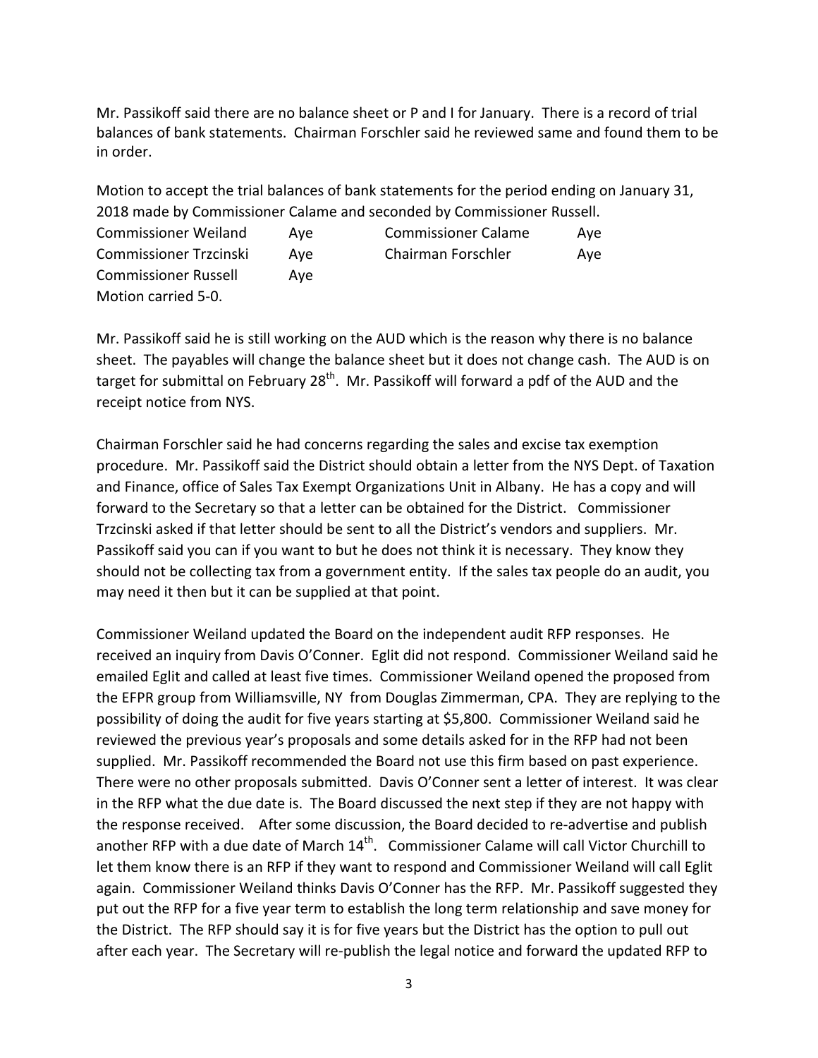Mr. Passikoff said there are no balance sheet or P and I for January. There is a record of trial balances of bank statements. Chairman Forschler said he reviewed same and found them to be in order.

Motion to accept the trial balances of bank statements for the period ending on January 31, 2018 made by Commissioner Calame and seconded by Commissioner Russell.

| | | | |
|---|---|---|---|
| Commissioner Weiland | Aye | Commissioner Calame | Aye |
| Commissioner Trzcinski | Aye | Chairman Forschler | Aye |
| Commissioner Russell | Aye | | |

Motion carried 5-0.

Mr. Passikoff said he is still working on the AUD which is the reason why there is no balance sheet. The payables will change the balance sheet but it does not change cash. The AUD is on target for submittal on February 28th. Mr. Passikoff will forward a pdf of the AUD and the receipt notice from NYS.

Chairman Forschler said he had concerns regarding the sales and excise tax exemption procedure. Mr. Passikoff said the District should obtain a letter from the NYS Dept. of Taxation and Finance, office of Sales Tax Exempt Organizations Unit in Albany. He has a copy and will forward to the Secretary so that a letter can be obtained for the District. Commissioner Trzcinski asked if that letter should be sent to all the District's vendors and suppliers. Mr. Passikoff said you can if you want to but he does not think it is necessary. They know they should not be collecting tax from a government entity. If the sales tax people do an audit, you may need it then but it can be supplied at that point.

Commissioner Weiland updated the Board on the independent audit RFP responses. He received an inquiry from Davis O'Conner. Eglit did not respond. Commissioner Weiland said he emailed Eglit and called at least five times. Commissioner Weiland opened the proposed from the EFPR group from Williamsville, NY from Douglas Zimmerman, CPA. They are replying to the possibility of doing the audit for five years starting at $5,800. Commissioner Weiland said he reviewed the previous year's proposals and some details asked for in the RFP had not been supplied. Mr. Passikoff recommended the Board not use this firm based on past experience. There were no other proposals submitted. Davis O'Conner sent a letter of interest. It was clear in the RFP what the due date is. The Board discussed the next step if they are not happy with the response received. After some discussion, the Board decided to re-advertise and publish another RFP with a due date of March 14th. Commissioner Calame will call Victor Churchill to let them know there is an RFP if they want to respond and Commissioner Weiland will call Eglit again. Commissioner Weiland thinks Davis O'Conner has the RFP. Mr. Passikoff suggested they put out the RFP for a five year term to establish the long term relationship and save money for the District. The RFP should say it is for five years but the District has the option to pull out after each year. The Secretary will re-publish the legal notice and forward the updated RFP to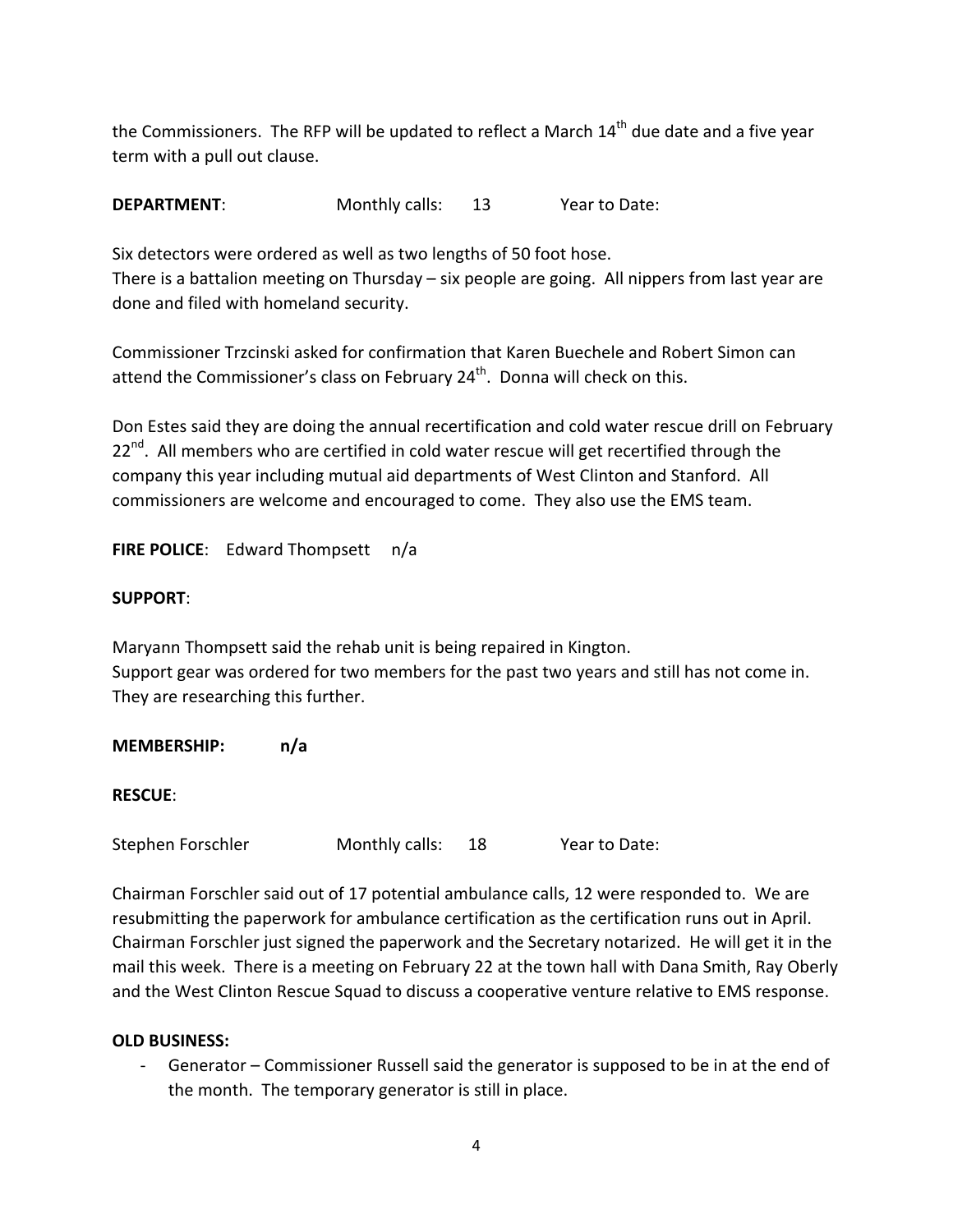the Commissioners. The RFP will be updated to reflect a March 14th due date and a five year term with a pull out clause.

**DEPARTMENT**: Monthly calls: 13 Year to Date:

Six detectors were ordered as well as two lengths of 50 foot hose.
There is a battalion meeting on Thursday – six people are going. All nippers from last year are done and filed with homeland security.

Commissioner Trzcinski asked for confirmation that Karen Buechele and Robert Simon can attend the Commissioner's class on February 24th. Donna will check on this.

Don Estes said they are doing the annual recertification and cold water rescue drill on February 22nd. All members who are certified in cold water rescue will get recertified through the company this year including mutual aid departments of West Clinton and Stanford. All commissioners are welcome and encouraged to come. They also use the EMS team.

**FIRE POLICE**: Edward Thompsett n/a

**SUPPORT**:

Maryann Thompsett said the rehab unit is being repaired in Kington.
Support gear was ordered for two members for the past two years and still has not come in. They are researching this further.

**MEMBERSHIP: n/a**

**RESCUE**:

Stephen Forschler Monthly calls: 18 Year to Date:

Chairman Forschler said out of 17 potential ambulance calls, 12 were responded to. We are resubmitting the paperwork for ambulance certification as the certification runs out in April. Chairman Forschler just signed the paperwork and the Secretary notarized. He will get it in the mail this week. There is a meeting on February 22 at the town hall with Dana Smith, Ray Oberly and the West Clinton Rescue Squad to discuss a cooperative venture relative to EMS response.

**OLD BUSINESS:**

- Generator – Commissioner Russell said the generator is supposed to be in at the end of the month. The temporary generator is still in place.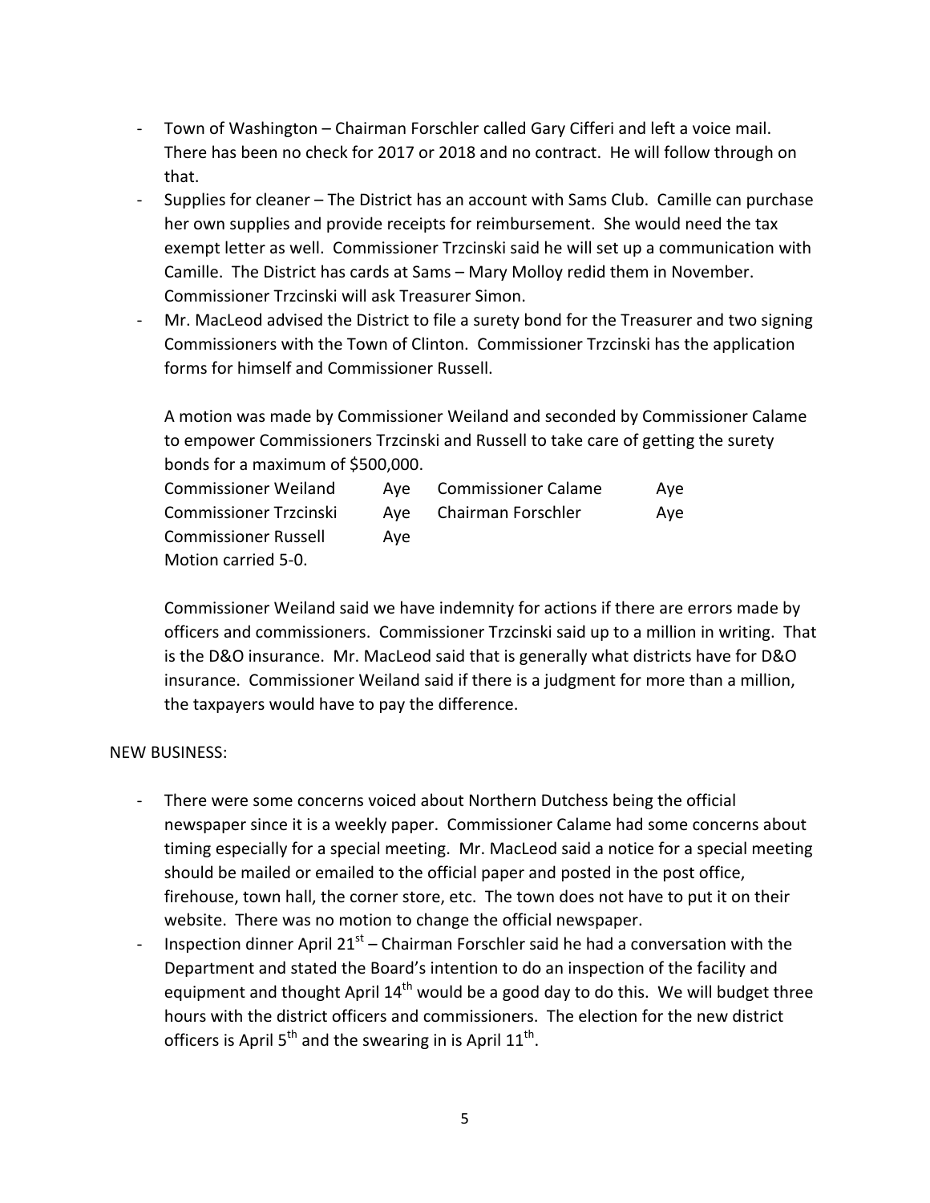- Town of Washington – Chairman Forschler called Gary Cifferi and left a voice mail. There has been no check for 2017 or 2018 and no contract. He will follow through on that.
- Supplies for cleaner – The District has an account with Sams Club. Camille can purchase her own supplies and provide receipts for reimbursement. She would need the tax exempt letter as well. Commissioner Trzcinski said he will set up a communication with Camille. The District has cards at Sams – Mary Molloy redid them in November. Commissioner Trzcinski will ask Treasurer Simon.
- Mr. MacLeod advised the District to file a surety bond for the Treasurer and two signing Commissioners with the Town of Clinton. Commissioner Trzcinski has the application forms for himself and Commissioner Russell.

  A motion was made by Commissioner Weiland and seconded by Commissioner Calame to empower Commissioners Trzcinski and Russell to take care of getting the surety bonds for a maximum of $500,000.

  | | | | |
  |---|---|---|---|
  | Commissioner Weiland | Aye | Commissioner Calame | Aye |
  | Commissioner Trzcinski | Aye | Chairman Forschler | Aye |
  | Commissioner Russell | Aye | | |

  Motion carried 5-0.

  Commissioner Weiland said we have indemnity for actions if there are errors made by officers and commissioners. Commissioner Trzcinski said up to a million in writing. That is the D&O insurance. Mr. MacLeod said that is generally what districts have for D&O insurance. Commissioner Weiland said if there is a judgment for more than a million, the taxpayers would have to pay the difference.

NEW BUSINESS:

- There were some concerns voiced about Northern Dutchess being the official newspaper since it is a weekly paper. Commissioner Calame had some concerns about timing especially for a special meeting. Mr. MacLeod said a notice for a special meeting should be mailed or emailed to the official paper and posted in the post office, firehouse, town hall, the corner store, etc. The town does not have to put it on their website. There was no motion to change the official newspaper.
- Inspection dinner April 21st – Chairman Forschler said he had a conversation with the Department and stated the Board's intention to do an inspection of the facility and equipment and thought April 14th would be a good day to do this. We will budget three hours with the district officers and commissioners. The election for the new district officers is April 5th and the swearing in is April 11th.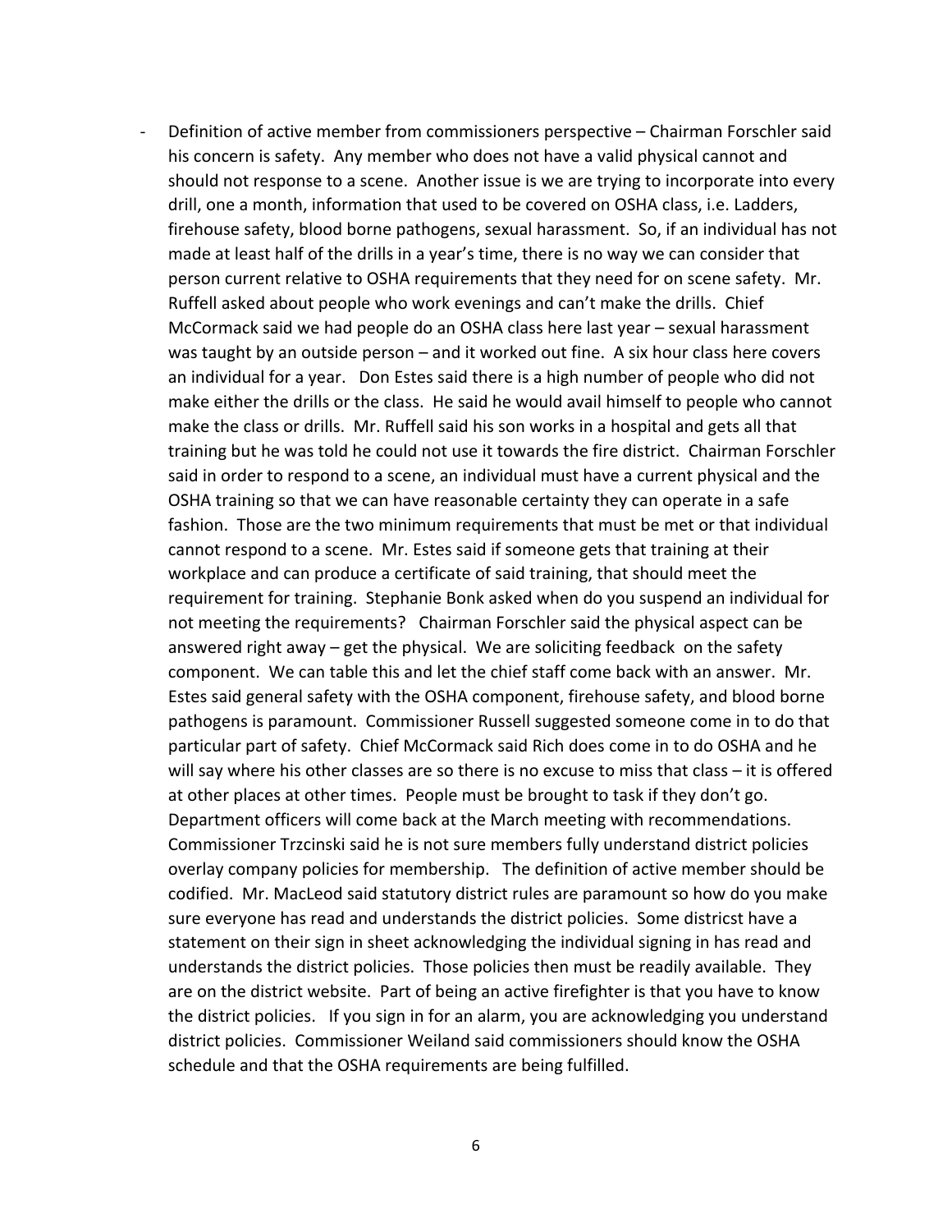- Definition of active member from commissioners perspective – Chairman Forschler said his concern is safety. Any member who does not have a valid physical cannot and should not response to a scene. Another issue is we are trying to incorporate into every drill, one a month, information that used to be covered on OSHA class, i.e. Ladders, firehouse safety, blood borne pathogens, sexual harassment. So, if an individual has not made at least half of the drills in a year's time, there is no way we can consider that person current relative to OSHA requirements that they need for on scene safety. Mr. Ruffell asked about people who work evenings and can't make the drills. Chief McCormack said we had people do an OSHA class here last year – sexual harassment was taught by an outside person – and it worked out fine. A six hour class here covers an individual for a year. Don Estes said there is a high number of people who did not make either the drills or the class. He said he would avail himself to people who cannot make the class or drills. Mr. Ruffell said his son works in a hospital and gets all that training but he was told he could not use it towards the fire district. Chairman Forschler said in order to respond to a scene, an individual must have a current physical and the OSHA training so that we can have reasonable certainty they can operate in a safe fashion. Those are the two minimum requirements that must be met or that individual cannot respond to a scene. Mr. Estes said if someone gets that training at their workplace and can produce a certificate of said training, that should meet the requirement for training. Stephanie Bonk asked when do you suspend an individual for not meeting the requirements? Chairman Forschler said the physical aspect can be answered right away – get the physical. We are soliciting feedback on the safety component. We can table this and let the chief staff come back with an answer. Mr. Estes said general safety with the OSHA component, firehouse safety, and blood borne pathogens is paramount. Commissioner Russell suggested someone come in to do that particular part of safety. Chief McCormack said Rich does come in to do OSHA and he will say where his other classes are so there is no excuse to miss that class – it is offered at other places at other times. People must be brought to task if they don't go. Department officers will come back at the March meeting with recommendations. Commissioner Trzcinski said he is not sure members fully understand district policies overlay company policies for membership. The definition of active member should be codified. Mr. MacLeod said statutory district rules are paramount so how do you make sure everyone has read and understands the district policies. Some districst have a statement on their sign in sheet acknowledging the individual signing in has read and understands the district policies. Those policies then must be readily available. They are on the district website. Part of being an active firefighter is that you have to know the district policies. If you sign in for an alarm, you are acknowledging you understand district policies. Commissioner Weiland said commissioners should know the OSHA schedule and that the OSHA requirements are being fulfilled.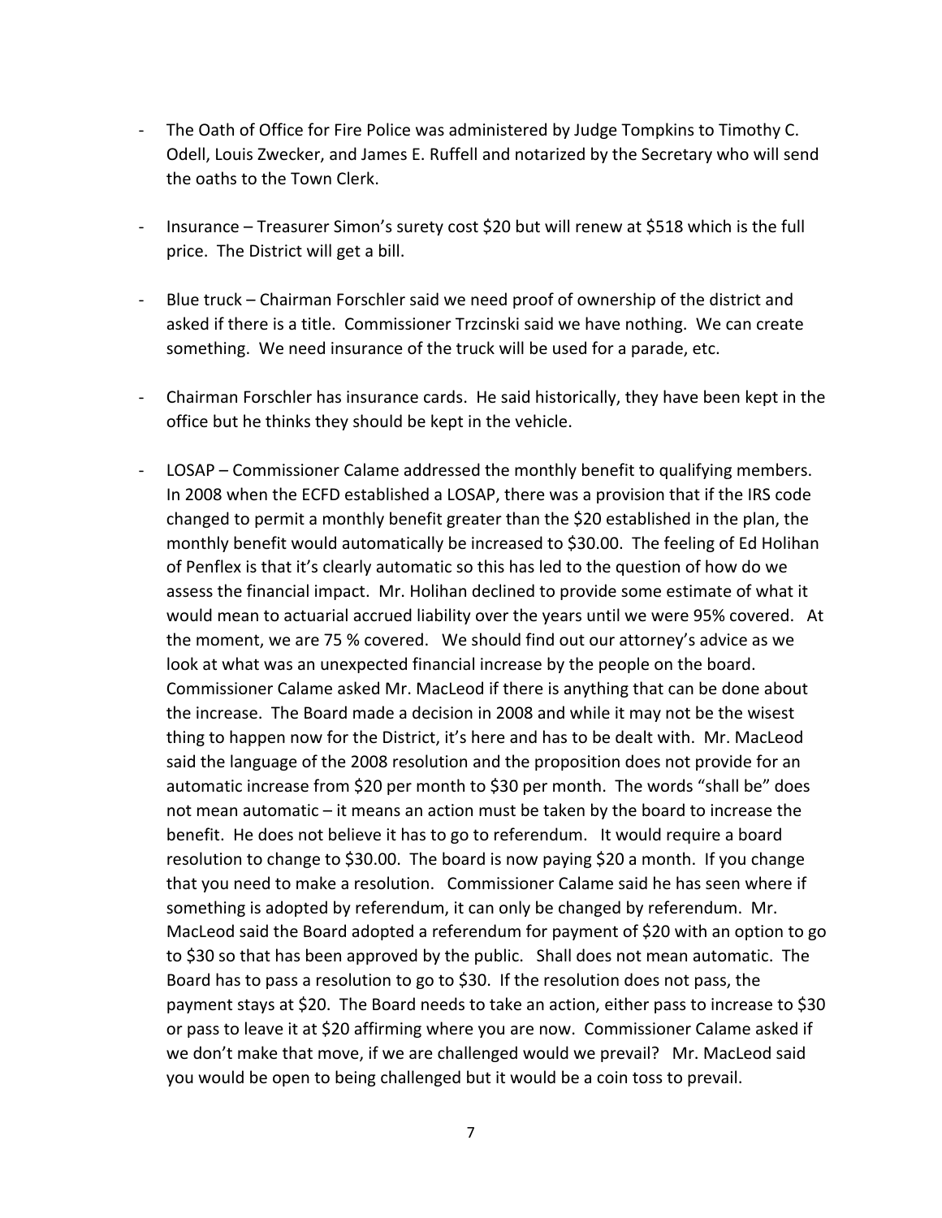- The Oath of Office for Fire Police was administered by Judge Tompkins to Timothy C. Odell, Louis Zwecker, and James E. Ruffell and notarized by the Secretary who will send the oaths to the Town Clerk.

- Insurance – Treasurer Simon's surety cost $20 but will renew at $518 which is the full price. The District will get a bill.

- Blue truck – Chairman Forschler said we need proof of ownership of the district and asked if there is a title. Commissioner Trzcinski said we have nothing. We can create something. We need insurance of the truck will be used for a parade, etc.

- Chairman Forschler has insurance cards. He said historically, they have been kept in the office but he thinks they should be kept in the vehicle.

- LOSAP – Commissioner Calame addressed the monthly benefit to qualifying members. In 2008 when the ECFD established a LOSAP, there was a provision that if the IRS code changed to permit a monthly benefit greater than the $20 established in the plan, the monthly benefit would automatically be increased to $30.00. The feeling of Ed Holihan of Penflex is that it's clearly automatic so this has led to the question of how do we assess the financial impact. Mr. Holihan declined to provide some estimate of what it would mean to actuarial accrued liability over the years until we were 95% covered. At the moment, we are 75 % covered. We should find out our attorney's advice as we look at what was an unexpected financial increase by the people on the board. Commissioner Calame asked Mr. MacLeod if there is anything that can be done about the increase. The Board made a decision in 2008 and while it may not be the wisest thing to happen now for the District, it's here and has to be dealt with. Mr. MacLeod said the language of the 2008 resolution and the proposition does not provide for an automatic increase from $20 per month to $30 per month. The words "shall be" does not mean automatic – it means an action must be taken by the board to increase the benefit. He does not believe it has to go to referendum. It would require a board resolution to change to $30.00. The board is now paying $20 a month. If you change that you need to make a resolution. Commissioner Calame said he has seen where if something is adopted by referendum, it can only be changed by referendum. Mr. MacLeod said the Board adopted a referendum for payment of $20 with an option to go to $30 so that has been approved by the public. Shall does not mean automatic. The Board has to pass a resolution to go to $30. If the resolution does not pass, the payment stays at $20. The Board needs to take an action, either pass to increase to $30 or pass to leave it at $20 affirming where you are now. Commissioner Calame asked if we don't make that move, if we are challenged would we prevail? Mr. MacLeod said you would be open to being challenged but it would be a coin toss to prevail.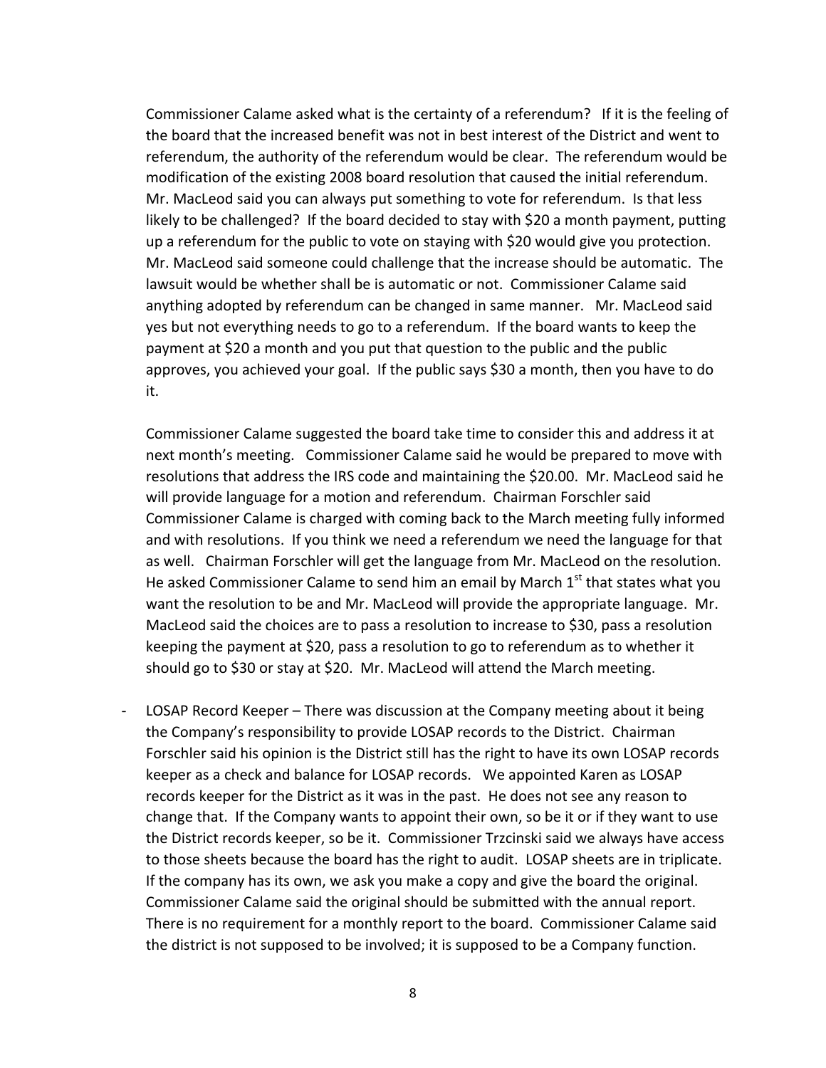Commissioner Calame asked what is the certainty of a referendum? If it is the feeling of the board that the increased benefit was not in best interest of the District and went to referendum, the authority of the referendum would be clear. The referendum would be modification of the existing 2008 board resolution that caused the initial referendum. Mr. MacLeod said you can always put something to vote for referendum. Is that less likely to be challenged? If the board decided to stay with $20 a month payment, putting up a referendum for the public to vote on staying with $20 would give you protection. Mr. MacLeod said someone could challenge that the increase should be automatic. The lawsuit would be whether shall be is automatic or not. Commissioner Calame said anything adopted by referendum can be changed in same manner. Mr. MacLeod said yes but not everything needs to go to a referendum. If the board wants to keep the payment at $20 a month and you put that question to the public and the public approves, you achieved your goal. If the public says $30 a month, then you have to do it.

Commissioner Calame suggested the board take time to consider this and address it at next month's meeting. Commissioner Calame said he would be prepared to move with resolutions that address the IRS code and maintaining the $20.00. Mr. MacLeod said he will provide language for a motion and referendum. Chairman Forschler said Commissioner Calame is charged with coming back to the March meeting fully informed and with resolutions. If you think we need a referendum we need the language for that as well. Chairman Forschler will get the language from Mr. MacLeod on the resolution. He asked Commissioner Calame to send him an email by March 1st that states what you want the resolution to be and Mr. MacLeod will provide the appropriate language. Mr. MacLeod said the choices are to pass a resolution to increase to $30, pass a resolution keeping the payment at $20, pass a resolution to go to referendum as to whether it should go to $30 or stay at $20. Mr. MacLeod will attend the March meeting.

- LOSAP Record Keeper – There was discussion at the Company meeting about it being the Company's responsibility to provide LOSAP records to the District. Chairman Forschler said his opinion is the District still has the right to have its own LOSAP records keeper as a check and balance for LOSAP records. We appointed Karen as LOSAP records keeper for the District as it was in the past. He does not see any reason to change that. If the Company wants to appoint their own, so be it or if they want to use the District records keeper, so be it. Commissioner Trzcinski said we always have access to those sheets because the board has the right to audit. LOSAP sheets are in triplicate. If the company has its own, we ask you make a copy and give the board the original. Commissioner Calame said the original should be submitted with the annual report. There is no requirement for a monthly report to the board. Commissioner Calame said the district is not supposed to be involved; it is supposed to be a Company function.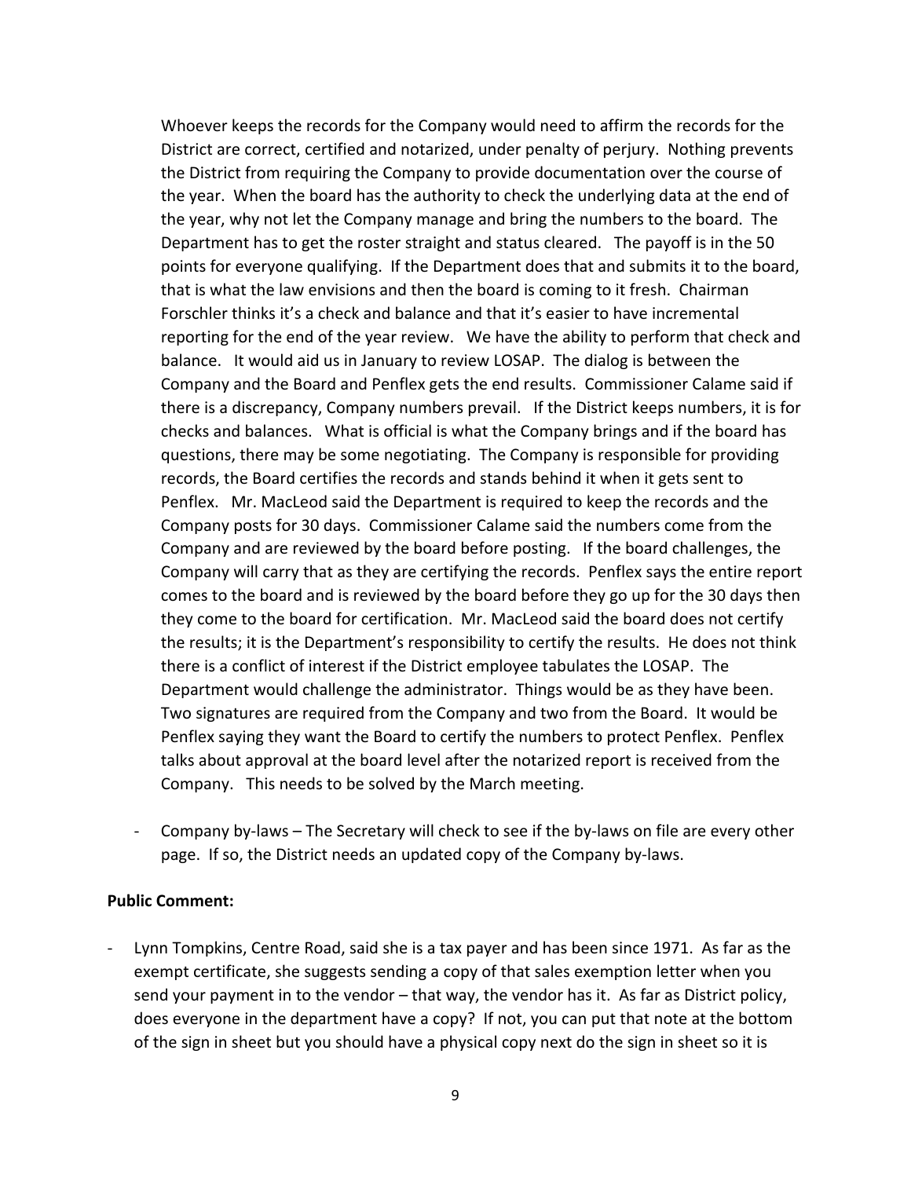Whoever keeps the records for the Company would need to affirm the records for the District are correct, certified and notarized, under penalty of perjury. Nothing prevents the District from requiring the Company to provide documentation over the course of the year. When the board has the authority to check the underlying data at the end of the year, why not let the Company manage and bring the numbers to the board. The Department has to get the roster straight and status cleared. The payoff is in the 50 points for everyone qualifying. If the Department does that and submits it to the board, that is what the law envisions and then the board is coming to it fresh. Chairman Forschler thinks it's a check and balance and that it's easier to have incremental reporting for the end of the year review. We have the ability to perform that check and balance. It would aid us in January to review LOSAP. The dialog is between the Company and the Board and Penflex gets the end results. Commissioner Calame said if there is a discrepancy, Company numbers prevail. If the District keeps numbers, it is for checks and balances. What is official is what the Company brings and if the board has questions, there may be some negotiating. The Company is responsible for providing records, the Board certifies the records and stands behind it when it gets sent to Penflex. Mr. MacLeod said the Department is required to keep the records and the Company posts for 30 days. Commissioner Calame said the numbers come from the Company and are reviewed by the board before posting. If the board challenges, the Company will carry that as they are certifying the records. Penflex says the entire report comes to the board and is reviewed by the board before they go up for the 30 days then they come to the board for certification. Mr. MacLeod said the board does not certify the results; it is the Department's responsibility to certify the results. He does not think there is a conflict of interest if the District employee tabulates the LOSAP. The Department would challenge the administrator. Things would be as they have been. Two signatures are required from the Company and two from the Board. It would be Penflex saying they want the Board to certify the numbers to protect Penflex. Penflex talks about approval at the board level after the notarized report is received from the Company. This needs to be solved by the March meeting.

- Company by-laws – The Secretary will check to see if the by-laws on file are every other page. If so, the District needs an updated copy of the Company by-laws.

**Public Comment:**

- Lynn Tompkins, Centre Road, said she is a tax payer and has been since 1971. As far as the exempt certificate, she suggests sending a copy of that sales exemption letter when you send your payment in to the vendor – that way, the vendor has it. As far as District policy, does everyone in the department have a copy? If not, you can put that note at the bottom of the sign in sheet but you should have a physical copy next do the sign in sheet so it is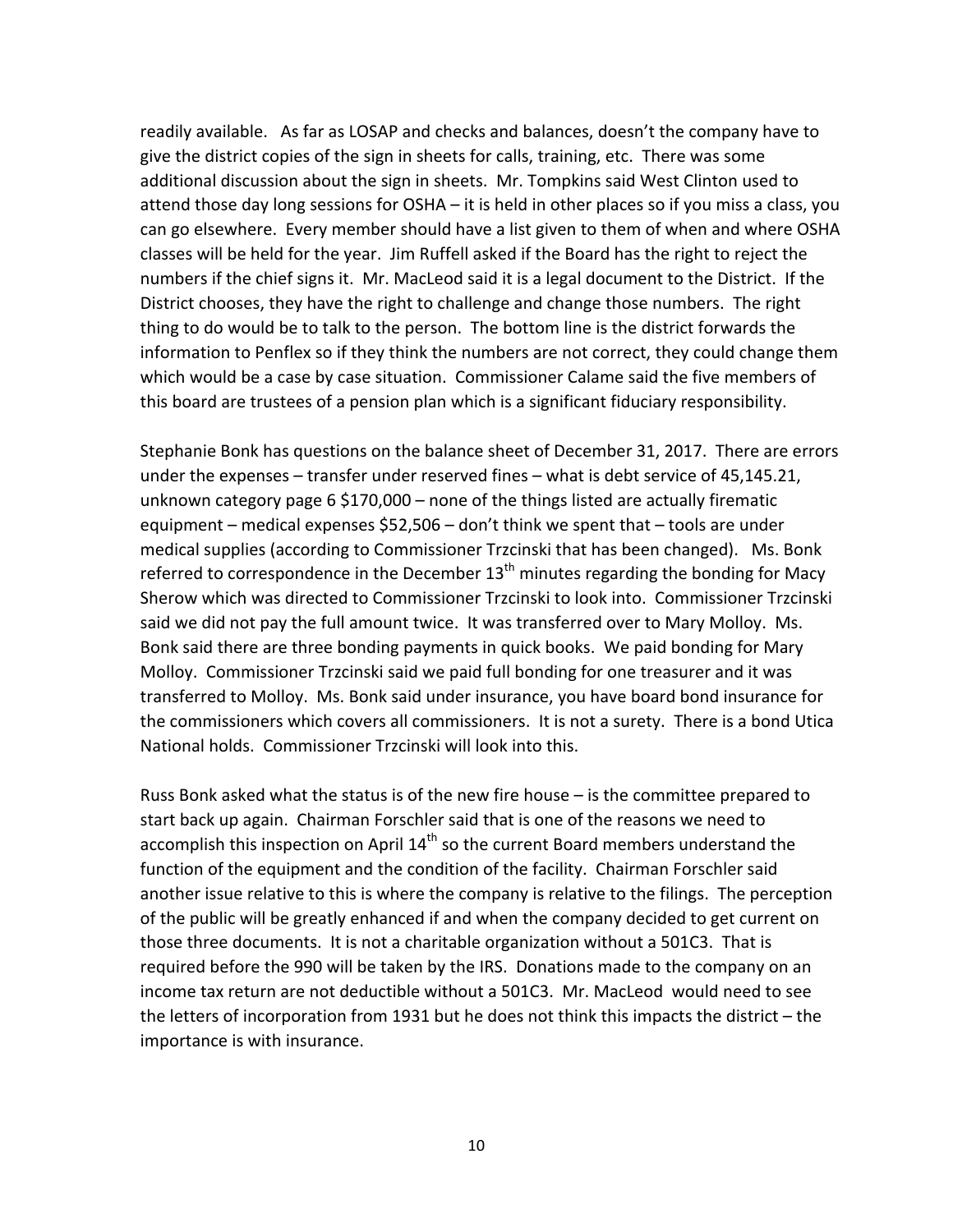readily available. As far as LOSAP and checks and balances, doesn't the company have to give the district copies of the sign in sheets for calls, training, etc. There was some additional discussion about the sign in sheets. Mr. Tompkins said West Clinton used to attend those day long sessions for OSHA – it is held in other places so if you miss a class, you can go elsewhere. Every member should have a list given to them of when and where OSHA classes will be held for the year. Jim Ruffell asked if the Board has the right to reject the numbers if the chief signs it. Mr. MacLeod said it is a legal document to the District. If the District chooses, they have the right to challenge and change those numbers. The right thing to do would be to talk to the person. The bottom line is the district forwards the information to Penflex so if they think the numbers are not correct, they could change them which would be a case by case situation. Commissioner Calame said the five members of this board are trustees of a pension plan which is a significant fiduciary responsibility.

Stephanie Bonk has questions on the balance sheet of December 31, 2017. There are errors under the expenses – transfer under reserved fines – what is debt service of 45,145.21, unknown category page 6 $170,000 – none of the things listed are actually firematic equipment – medical expenses $52,506 – don't think we spent that – tools are under medical supplies (according to Commissioner Trzcinski that has been changed). Ms. Bonk referred to correspondence in the December 13th minutes regarding the bonding for Macy Sherow which was directed to Commissioner Trzcinski to look into. Commissioner Trzcinski said we did not pay the full amount twice. It was transferred over to Mary Molloy. Ms. Bonk said there are three bonding payments in quick books. We paid bonding for Mary Molloy. Commissioner Trzcinski said we paid full bonding for one treasurer and it was transferred to Molloy. Ms. Bonk said under insurance, you have board bond insurance for the commissioners which covers all commissioners. It is not a surety. There is a bond Utica National holds. Commissioner Trzcinski will look into this.

Russ Bonk asked what the status is of the new fire house – is the committee prepared to start back up again. Chairman Forschler said that is one of the reasons we need to accomplish this inspection on April 14th so the current Board members understand the function of the equipment and the condition of the facility. Chairman Forschler said another issue relative to this is where the company is relative to the filings. The perception of the public will be greatly enhanced if and when the company decided to get current on those three documents. It is not a charitable organization without a 501C3. That is required before the 990 will be taken by the IRS. Donations made to the company on an income tax return are not deductible without a 501C3. Mr. MacLeod would need to see the letters of incorporation from 1931 but he does not think this impacts the district – the importance is with insurance.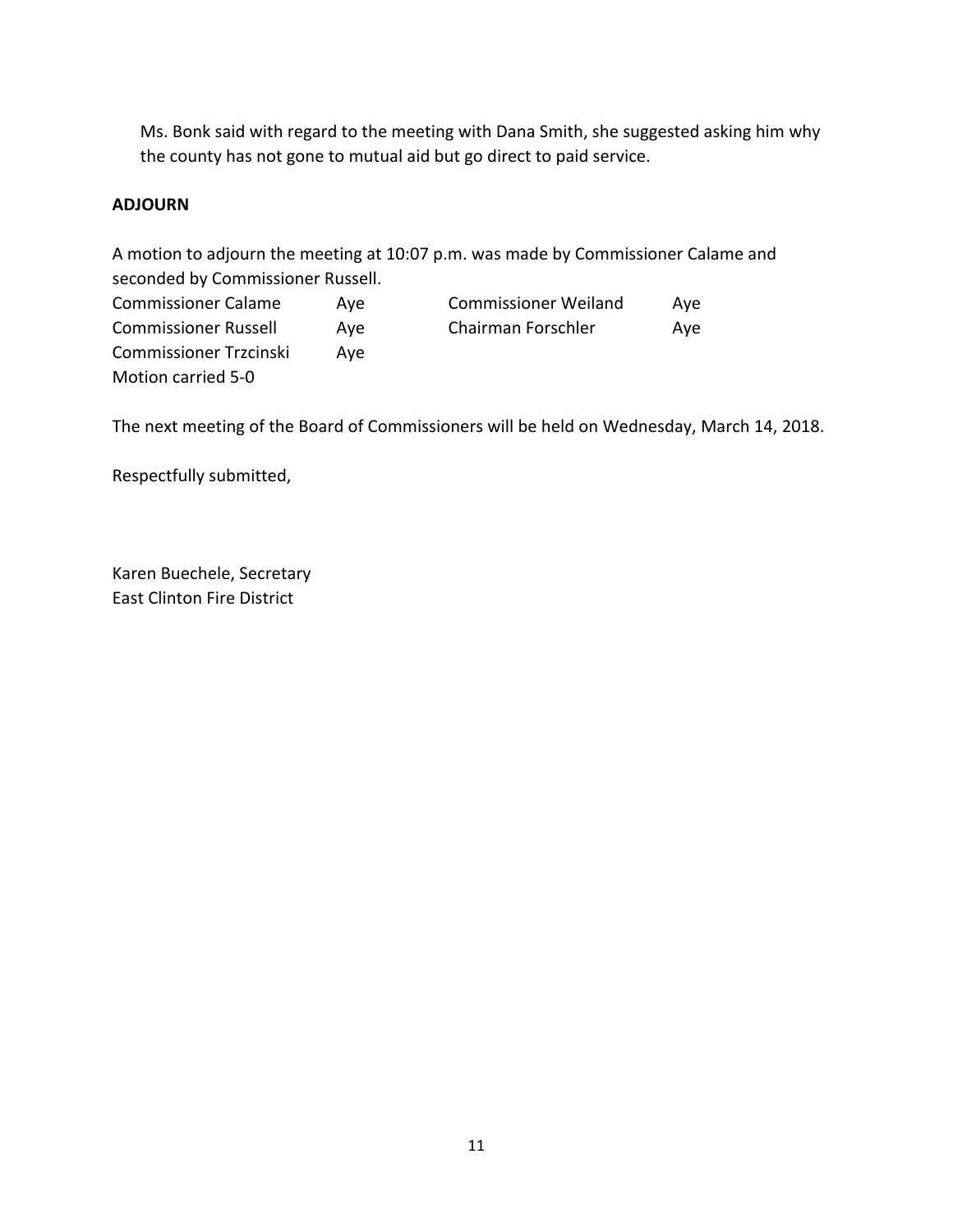Ms. Bonk said with regard to the meeting with Dana Smith, she suggested asking him why the county has not gone to mutual aid but go direct to paid service.

**ADJOURN**

A motion to adjourn the meeting at 10:07 p.m. was made by Commissioner Calame and seconded by Commissioner Russell.

| | | | |
|---|---|---|---|
| Commissioner Calame | Aye | Commissioner Weiland | Aye |
| Commissioner Russell | Aye | Chairman Forschler | Aye |
| Commissioner Trzcinski | Aye | | |

Motion carried 5-0

The next meeting of the Board of Commissioners will be held on Wednesday, March 14, 2018.

Respectfully submitted,

Karen Buechele, Secretary
East Clinton Fire District